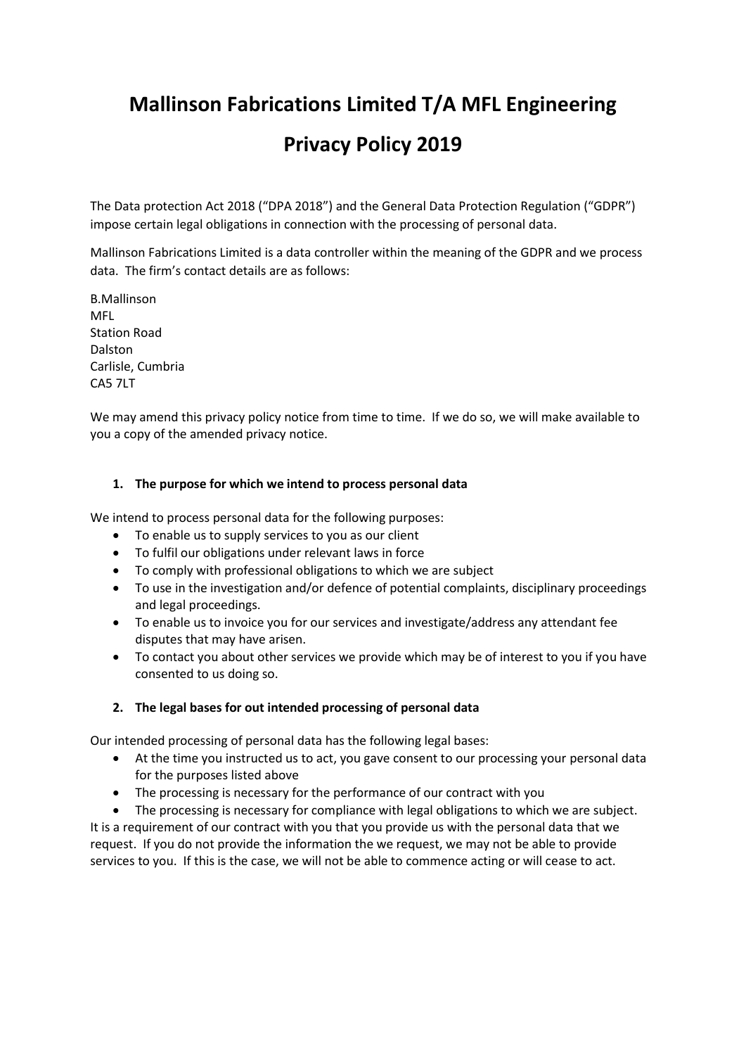# Mallinson Fabrications Limited T/A MFL Engineering

# Privacy Policy 2019

The Data protection Act 2018 ("DPA 2018") and the General Data Protection Regulation ("GDPR") impose certain legal obligations in connection with the processing of personal data.

Mallinson Fabrications Limited is a data controller within the meaning of the GDPR and we process data. The firm's contact details are as follows:

B.Mallinson
MFL
Station Road
Dalston
Carlisle, Cumbria
CA5 7LT

We may amend this privacy policy notice from time to time. If we do so, we will make available to you a copy of the amended privacy notice.

## 1. The purpose for which we intend to process personal data

We intend to process personal data for the following purposes:

- To enable us to supply services to you as our client
- To fulfil our obligations under relevant laws in force
- To comply with professional obligations to which we are subject
- To use in the investigation and/or defence of potential complaints, disciplinary proceedings and legal proceedings.
- To enable us to invoice you for our services and investigate/address any attendant fee disputes that may have arisen.
- To contact you about other services we provide which may be of interest to you if you have consented to us doing so.

## 2. The legal bases for out intended processing of personal data

Our intended processing of personal data has the following legal bases:

- At the time you instructed us to act, you gave consent to our processing your personal data for the purposes listed above
- The processing is necessary for the performance of our contract with you
- The processing is necessary for compliance with legal obligations to which we are subject.

It is a requirement of our contract with you that you provide us with the personal data that we request. If you do not provide the information the we request, we may not be able to provide services to you. If this is the case, we will not be able to commence acting or will cease to act.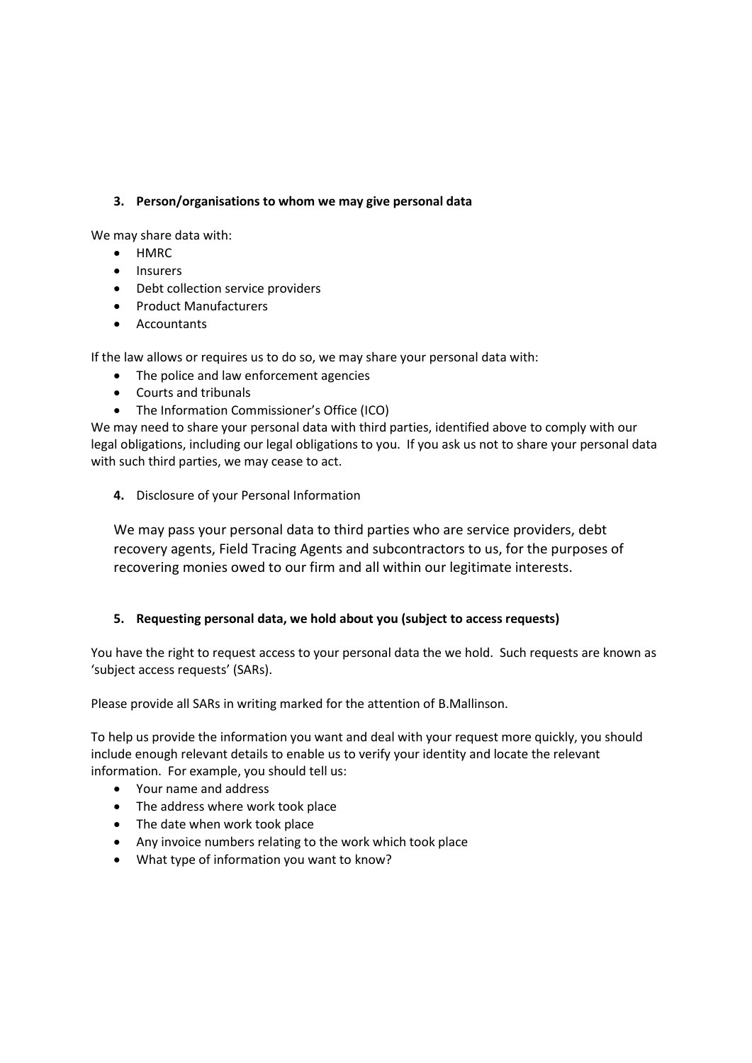## 3. Person/organisations to whom we may give personal data

We may share data with:

- HMRC
- Insurers
- Debt collection service providers
- Product Manufacturers
- Accountants

If the law allows or requires us to do so, we may share your personal data with:

- The police and law enforcement agencies
- Courts and tribunals
- The Information Commissioner's Office (ICO)

We may need to share your personal data with third parties, identified above to comply with our legal obligations, including our legal obligations to you. If you ask us not to share your personal data with such third parties, we may cease to act.

## 4. Disclosure of your Personal Information

We may pass your personal data to third parties who are service providers, debt recovery agents, Field Tracing Agents and subcontractors to us, for the purposes of recovering monies owed to our firm and all within our legitimate interests.

## 5. Requesting personal data, we hold about you (subject to access requests)

You have the right to request access to your personal data the we hold. Such requests are known as 'subject access requests' (SARs).

Please provide all SARs in writing marked for the attention of B.Mallinson.

To help us provide the information you want and deal with your request more quickly, you should include enough relevant details to enable us to verify your identity and locate the relevant information. For example, you should tell us:

- Your name and address
- The address where work took place
- The date when work took place
- Any invoice numbers relating to the work which took place
- What type of information you want to know?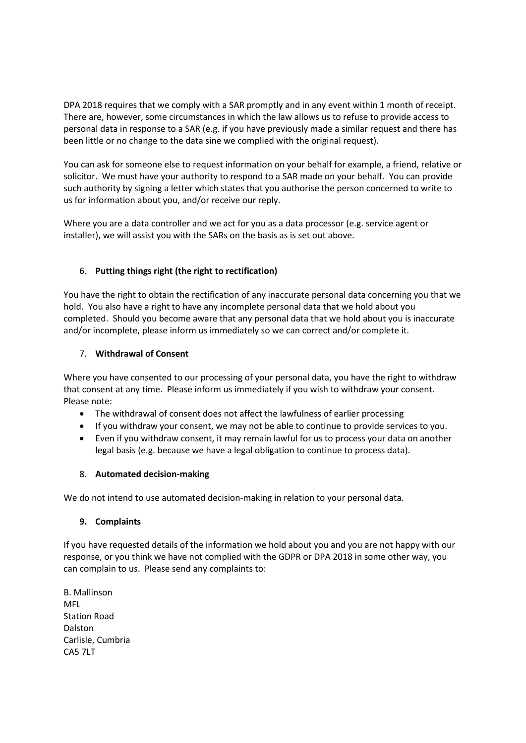DPA 2018 requires that we comply with a SAR promptly and in any event within 1 month of receipt. There are, however, some circumstances in which the law allows us to refuse to provide access to personal data in response to a SAR (e.g. if you have previously made a similar request and there has been little or no change to the data sine we complied with the original request).

You can ask for someone else to request information on your behalf for example, a friend, relative or solicitor. We must have your authority to respond to a SAR made on your behalf. You can provide such authority by signing a letter which states that you authorise the person concerned to write to us for information about you, and/or receive our reply.

Where you are a data controller and we act for you as a data processor (e.g. service agent or installer), we will assist you with the SARs on the basis as is set out above.

6. **Putting things right (the right to rectification)**

You have the right to obtain the rectification of any inaccurate personal data concerning you that we hold. You also have a right to have any incomplete personal data that we hold about you completed. Should you become aware that any personal data that we hold about you is inaccurate and/or incomplete, please inform us immediately so we can correct and/or complete it.

7. **Withdrawal of Consent**

Where you have consented to our processing of your personal data, you have the right to withdraw that consent at any time. Please inform us immediately if you wish to withdraw your consent. Please note:

- The withdrawal of consent does not affect the lawfulness of earlier processing
- If you withdraw your consent, we may not be able to continue to provide services to you.
- Even if you withdraw consent, it may remain lawful for us to process your data on another legal basis (e.g. because we have a legal obligation to continue to process data).

8. **Automated decision-making**

We do not intend to use automated decision-making in relation to your personal data.

9. **Complaints**

If you have requested details of the information we hold about you and you are not happy with our response, or you think we have not complied with the GDPR or DPA 2018 in some other way, you can complain to us. Please send any complaints to:

B. Mallinson
MFL
Station Road
Dalston
Carlisle, Cumbria
CA5 7LT